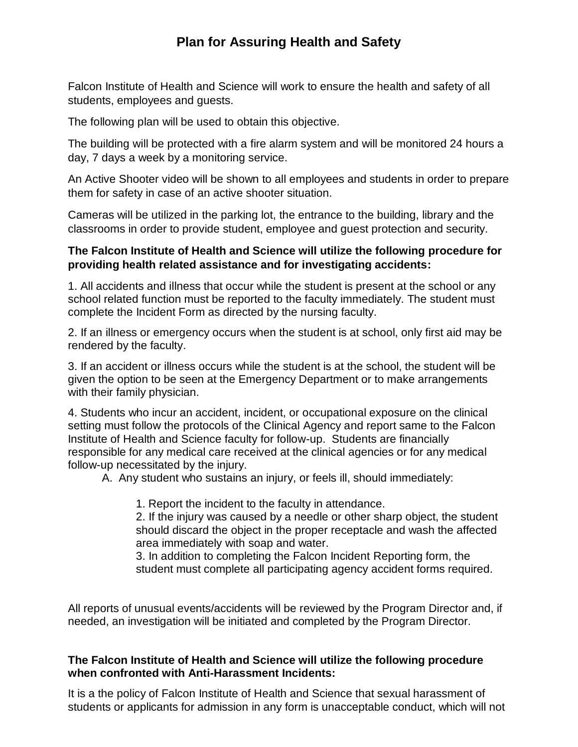# Plan for Assuring Health and Safety

Falcon Institute of Health and Science will work to ensure the health and safety of all students, employees and guests.

The following plan will be used to obtain this objective.

The building will be protected with a fire alarm system and will be monitored 24 hours a day, 7 days a week by a monitoring service.

An Active Shooter video will be shown to all employees and students in order to prepare them for safety in case of an active shooter situation.

Cameras will be utilized in the parking lot, the entrance to the building, library and the classrooms in order to provide student, employee and guest protection and security.

**The Falcon Institute of Health and Science will utilize the following procedure for providing health related assistance and for investigating accidents:**

1. All accidents and illness that occur while the student is present at the school or any school related function must be reported to the faculty immediately. The student must complete the Incident Form as directed by the nursing faculty.

2. If an illness or emergency occurs when the student is at school, only first aid may be rendered by the faculty.

3. If an accident or illness occurs while the student is at the school, the student will be given the option to be seen at the Emergency Department or to make arrangements with their family physician.

4. Students who incur an accident, incident, or occupational exposure on the clinical setting must follow the protocols of the Clinical Agency and report same to the Falcon Institute of Health and Science faculty for follow-up. Students are financially responsible for any medical care received at the clinical agencies or for any medical follow-up necessitated by the injury.

   A. Any student who sustains an injury, or feels ill, should immediately:

      1. Report the incident to the faculty in attendance.
      2. If the injury was caused by a needle or other sharp object, the student should discard the object in the proper receptacle and wash the affected area immediately with soap and water.
      3. In addition to completing the Falcon Incident Reporting form, the student must complete all participating agency accident forms required.

All reports of unusual events/accidents will be reviewed by the Program Director and, if needed, an investigation will be initiated and completed by the Program Director.

**The Falcon Institute of Health and Science will utilize the following procedure when confronted with Anti-Harassment Incidents:**

It is a the policy of Falcon Institute of Health and Science that sexual harassment of students or applicants for admission in any form is unacceptable conduct, which will not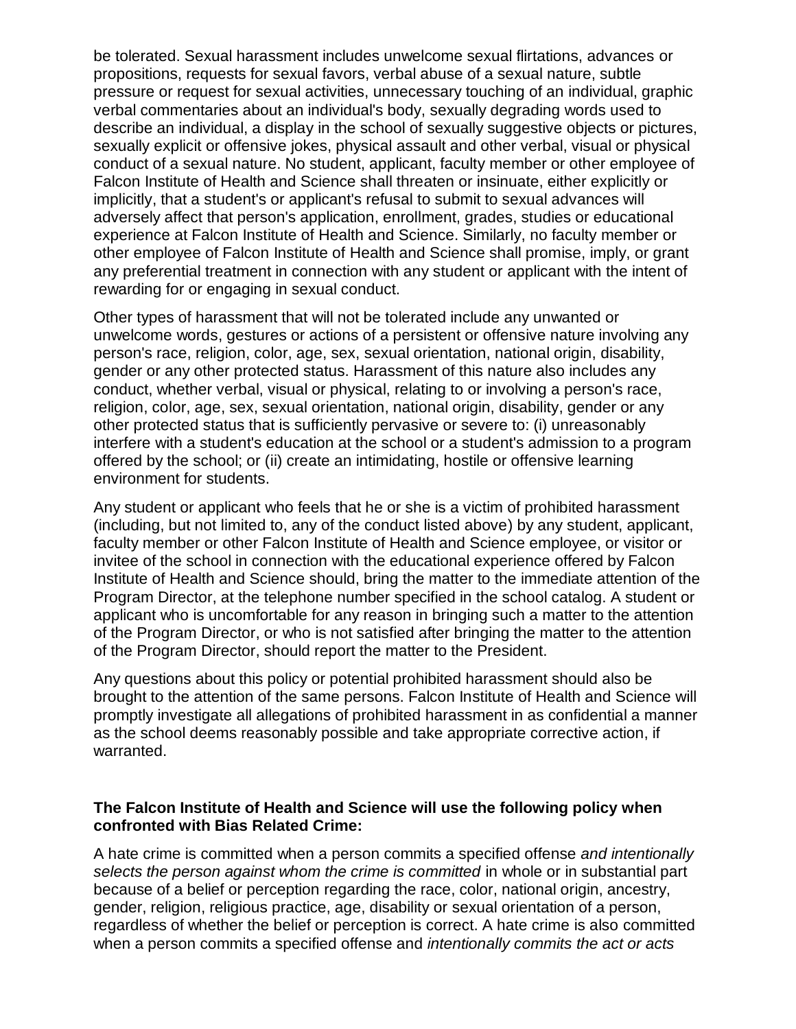be tolerated. Sexual harassment includes unwelcome sexual flirtations, advances or propositions, requests for sexual favors, verbal abuse of a sexual nature, subtle pressure or request for sexual activities, unnecessary touching of an individual, graphic verbal commentaries about an individual's body, sexually degrading words used to describe an individual, a display in the school of sexually suggestive objects or pictures, sexually explicit or offensive jokes, physical assault and other verbal, visual or physical conduct of a sexual nature. No student, applicant, faculty member or other employee of Falcon Institute of Health and Science shall threaten or insinuate, either explicitly or implicitly, that a student's or applicant's refusal to submit to sexual advances will adversely affect that person's application, enrollment, grades, studies or educational experience at Falcon Institute of Health and Science. Similarly, no faculty member or other employee of Falcon Institute of Health and Science shall promise, imply, or grant any preferential treatment in connection with any student or applicant with the intent of rewarding for or engaging in sexual conduct.

Other types of harassment that will not be tolerated include any unwanted or unwelcome words, gestures or actions of a persistent or offensive nature involving any person's race, religion, color, age, sex, sexual orientation, national origin, disability, gender or any other protected status. Harassment of this nature also includes any conduct, whether verbal, visual or physical, relating to or involving a person's race, religion, color, age, sex, sexual orientation, national origin, disability, gender or any other protected status that is sufficiently pervasive or severe to: (i) unreasonably interfere with a student's education at the school or a student's admission to a program offered by the school; or (ii) create an intimidating, hostile or offensive learning environment for students.

Any student or applicant who feels that he or she is a victim of prohibited harassment (including, but not limited to, any of the conduct listed above) by any student, applicant, faculty member or other Falcon Institute of Health and Science employee, or visitor or invitee of the school in connection with the educational experience offered by Falcon Institute of Health and Science should, bring the matter to the immediate attention of the Program Director, at the telephone number specified in the school catalog. A student or applicant who is uncomfortable for any reason in bringing such a matter to the attention of the Program Director, or who is not satisfied after bringing the matter to the attention of the Program Director, should report the matter to the President.

Any questions about this policy or potential prohibited harassment should also be brought to the attention of the same persons. Falcon Institute of Health and Science will promptly investigate all allegations of prohibited harassment in as confidential a manner as the school deems reasonably possible and take appropriate corrective action, if warranted.

**The Falcon Institute of Health and Science will use the following policy when confronted with Bias Related Crime:**

A hate crime is committed when a person commits a specified offense *and intentionally selects the person against whom the crime is committed* in whole or in substantial part because of a belief or perception regarding the race, color, national origin, ancestry, gender, religion, religious practice, age, disability or sexual orientation of a person, regardless of whether the belief or perception is correct. A hate crime is also committed when a person commits a specified offense and *intentionally commits the act or acts*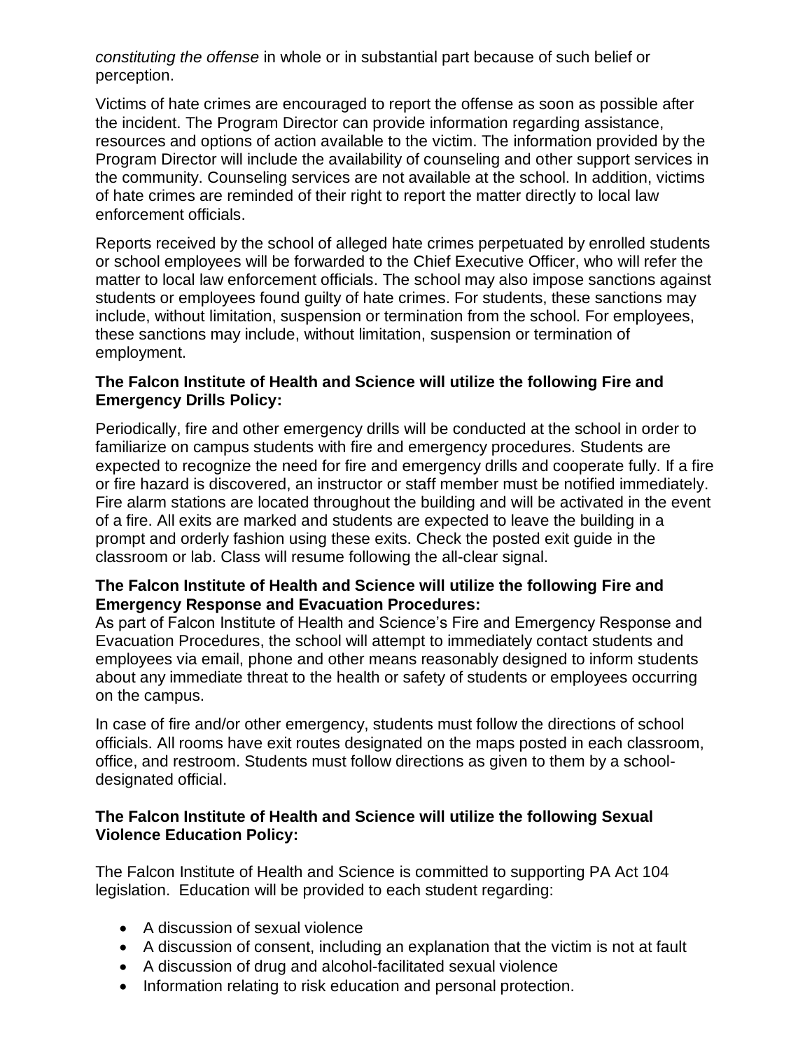*constituting the offense* in whole or in substantial part because of such belief or perception.

Victims of hate crimes are encouraged to report the offense as soon as possible after the incident. The Program Director can provide information regarding assistance, resources and options of action available to the victim. The information provided by the Program Director will include the availability of counseling and other support services in the community. Counseling services are not available at the school. In addition, victims of hate crimes are reminded of their right to report the matter directly to local law enforcement officials.

Reports received by the school of alleged hate crimes perpetuated by enrolled students or school employees will be forwarded to the Chief Executive Officer, who will refer the matter to local law enforcement officials. The school may also impose sanctions against students or employees found guilty of hate crimes. For students, these sanctions may include, without limitation, suspension or termination from the school. For employees, these sanctions may include, without limitation, suspension or termination of employment.

**The Falcon Institute of Health and Science will utilize the following Fire and Emergency Drills Policy:**

Periodically, fire and other emergency drills will be conducted at the school in order to familiarize on campus students with fire and emergency procedures. Students are expected to recognize the need for fire and emergency drills and cooperate fully. If a fire or fire hazard is discovered, an instructor or staff member must be notified immediately. Fire alarm stations are located throughout the building and will be activated in the event of a fire. All exits are marked and students are expected to leave the building in a prompt and orderly fashion using these exits. Check the posted exit guide in the classroom or lab. Class will resume following the all-clear signal.

**The Falcon Institute of Health and Science will utilize the following Fire and Emergency Response and Evacuation Procedures:**

As part of Falcon Institute of Health and Science's Fire and Emergency Response and Evacuation Procedures, the school will attempt to immediately contact students and employees via email, phone and other means reasonably designed to inform students about any immediate threat to the health or safety of students or employees occurring on the campus.

In case of fire and/or other emergency, students must follow the directions of school officials. All rooms have exit routes designated on the maps posted in each classroom, office, and restroom. Students must follow directions as given to them by a school-designated official.

**The Falcon Institute of Health and Science will utilize the following Sexual Violence Education Policy:**

The Falcon Institute of Health and Science is committed to supporting PA Act 104 legislation. Education will be provided to each student regarding:

- A discussion of sexual violence
- A discussion of consent, including an explanation that the victim is not at fault
- A discussion of drug and alcohol-facilitated sexual violence
- Information relating to risk education and personal protection.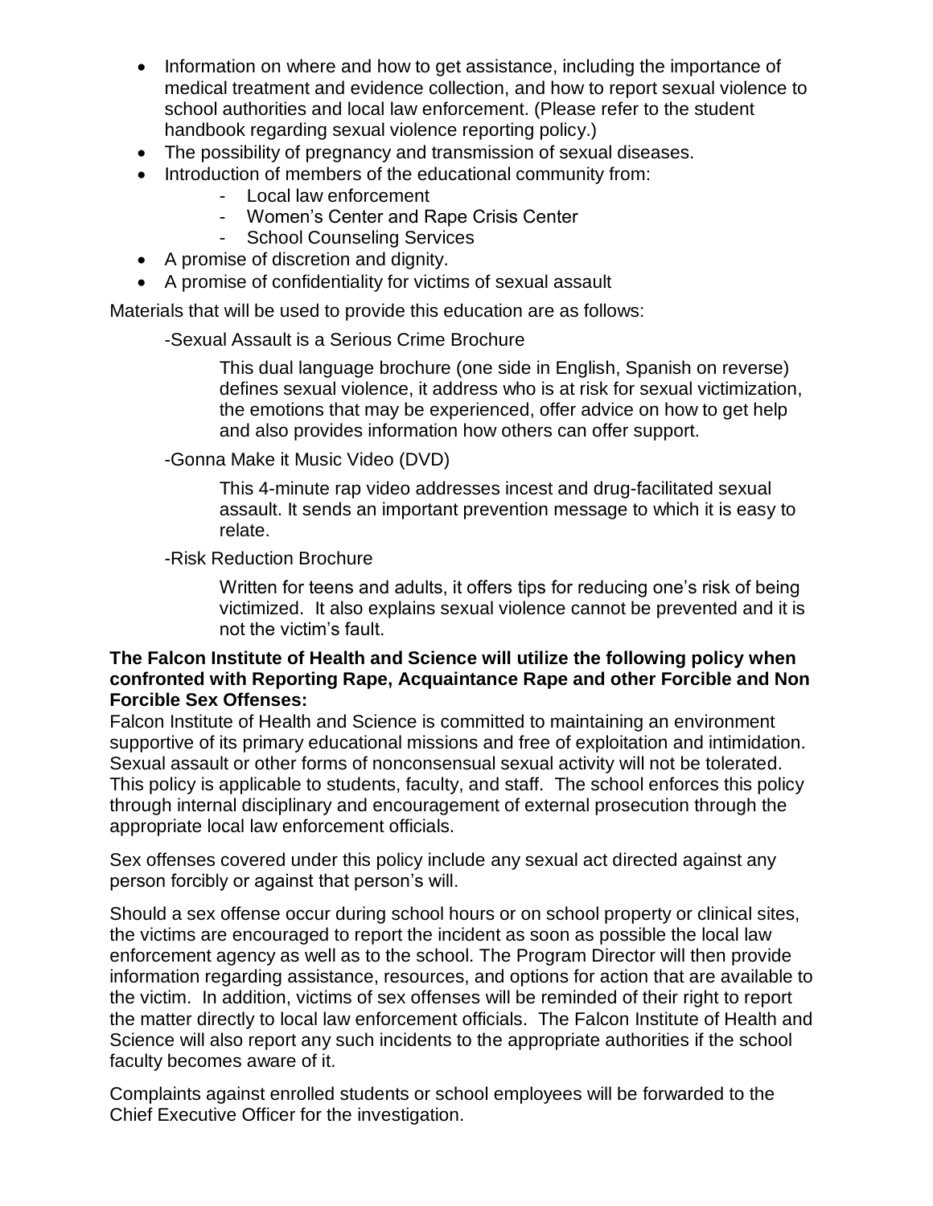- Information on where and how to get assistance, including the importance of medical treatment and evidence collection, and how to report sexual violence to school authorities and local law enforcement. (Please refer to the student handbook regarding sexual violence reporting policy.)
- The possibility of pregnancy and transmission of sexual diseases.
- Introduction of members of the educational community from:
  - Local law enforcement
  - Women's Center and Rape Crisis Center
  - School Counseling Services
- A promise of discretion and dignity.
- A promise of confidentiality for victims of sexual assault

Materials that will be used to provide this education are as follows:

-Sexual Assault is a Serious Crime Brochure

> This dual language brochure (one side in English, Spanish on reverse) defines sexual violence, it address who is at risk for sexual victimization, the emotions that may be experienced, offer advice on how to get help and also provides information how others can offer support.

-Gonna Make it Music Video (DVD)

> This 4-minute rap video addresses incest and drug-facilitated sexual assault. It sends an important prevention message to which it is easy to relate.

-Risk Reduction Brochure

> Written for teens and adults, it offers tips for reducing one's risk of being victimized. It also explains sexual violence cannot be prevented and it is not the victim's fault.

**The Falcon Institute of Health and Science will utilize the following policy when confronted with Reporting Rape, Acquaintance Rape and other Forcible and Non Forcible Sex Offenses:**

Falcon Institute of Health and Science is committed to maintaining an environment supportive of its primary educational missions and free of exploitation and intimidation. Sexual assault or other forms of nonconsensual sexual activity will not be tolerated. This policy is applicable to students, faculty, and staff. The school enforces this policy through internal disciplinary and encouragement of external prosecution through the appropriate local law enforcement officials.

Sex offenses covered under this policy include any sexual act directed against any person forcibly or against that person's will.

Should a sex offense occur during school hours or on school property or clinical sites, the victims are encouraged to report the incident as soon as possible the local law enforcement agency as well as to the school. The Program Director will then provide information regarding assistance, resources, and options for action that are available to the victim. In addition, victims of sex offenses will be reminded of their right to report the matter directly to local law enforcement officials. The Falcon Institute of Health and Science will also report any such incidents to the appropriate authorities if the school faculty becomes aware of it.

Complaints against enrolled students or school employees will be forwarded to the Chief Executive Officer for the investigation.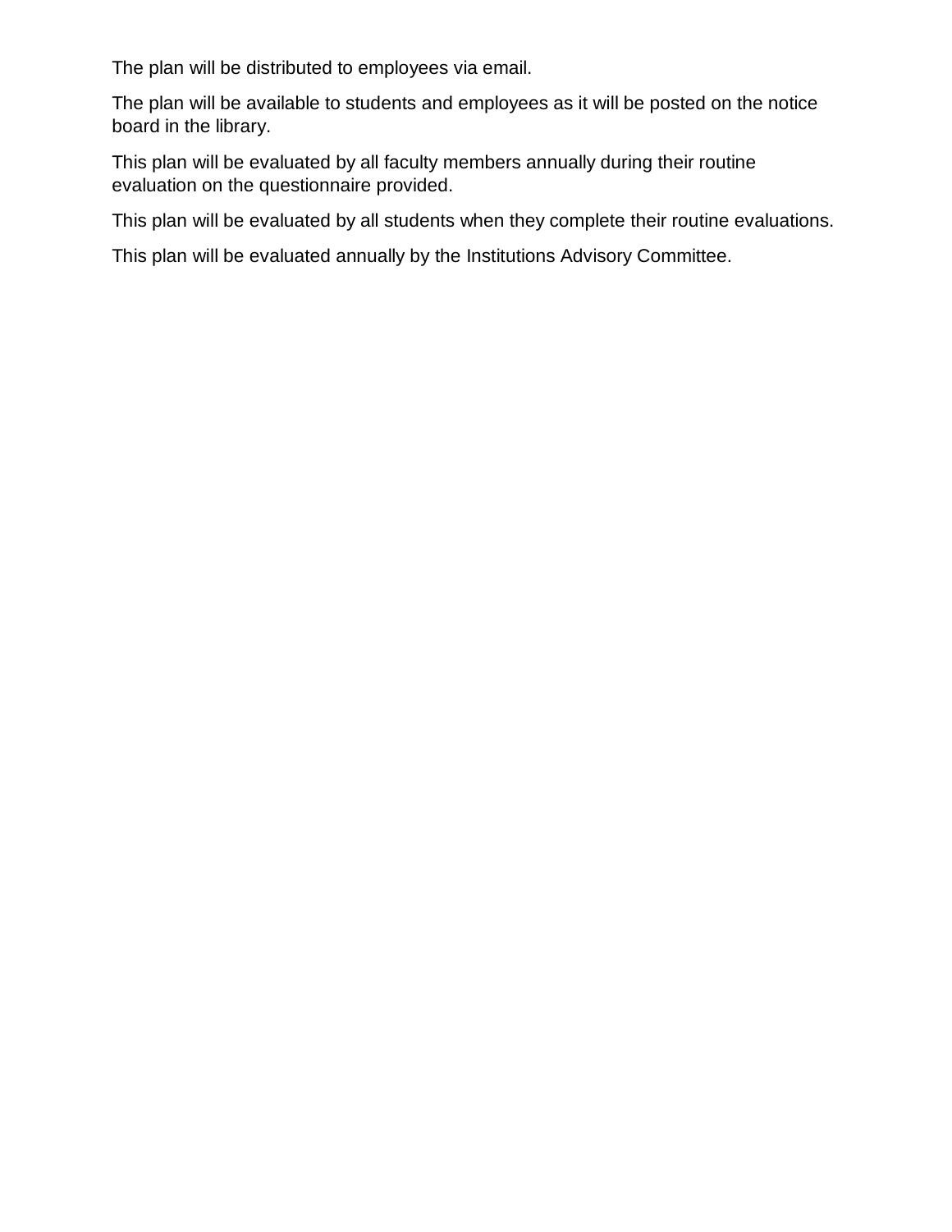The plan will be distributed to employees via email.

The plan will be available to students and employees as it will be posted on the notice board in the library.

This plan will be evaluated by all faculty members annually during their routine evaluation on the questionnaire provided.

This plan will be evaluated by all students when they complete their routine evaluations.

This plan will be evaluated annually by the Institutions Advisory Committee.